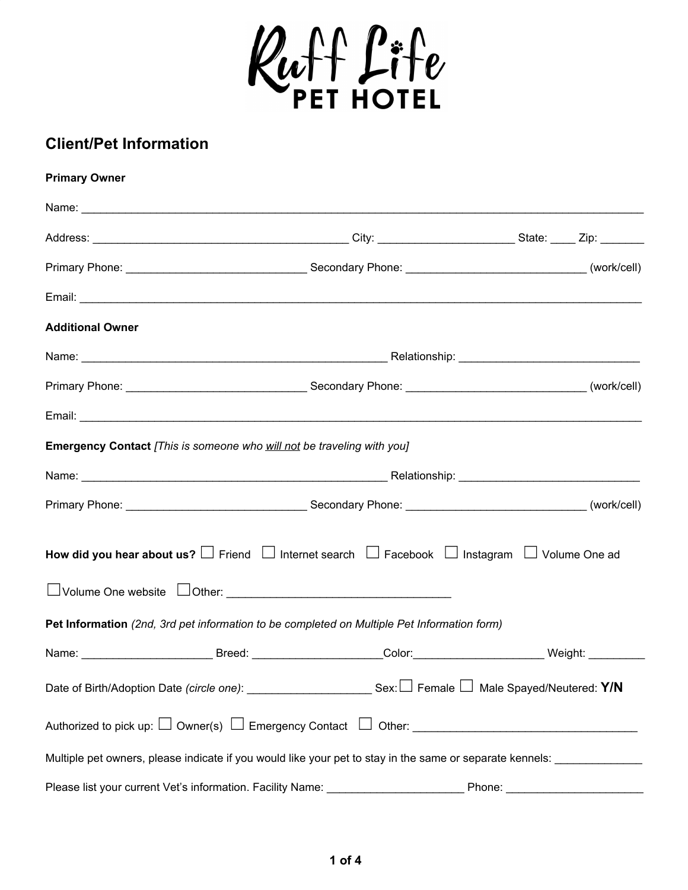# Ruff Life PET HOTEL

## Client/Pet Information

**Primary Owner**

Name: ______________________________________________________________________________________________

Address: ___________________________________________ City: _______________________ State: ____ Zip: _______

Primary Phone: _____________________________ Secondary Phone: _____________________________ (work/cell)

Email: ______________________________________________________________________________________________

**Additional Owner**

Name: ____________________________________________________ Relationship: _____________________________

Primary Phone: _____________________________ Secondary Phone: _____________________________ (work/cell)

Email: ______________________________________________________________________________________________

**Emergency Contact** *[This is someone who <u>will not</u> be traveling with you]*

Name: ____________________________________________________ Relationship: _____________________________

Primary Phone: _____________________________ Secondary Phone: _____________________________ (work/cell)

**How did you hear about us?** ☐ Friend ☐ Internet search ☐ Facebook ☐ Instagram ☐ Volume One ad

☐ Volume One website ☐ Other: ____________________________________

**Pet Information** *(2nd, 3rd pet information to be completed on Multiple Pet Information form)*

Name: _____________________ Breed: _____________________ Color: _____________________ Weight: _________

Date of Birth/Adoption Date *(circle one)*: ____________________ Sex: ☐ Female ☐ Male Spayed/Neutered: **Y/N**

Authorized to pick up: ☐ Owner(s) ☐ Emergency Contact ☐ Other: ____________________________________

Multiple pet owners, please indicate if you would like your pet to stay in the same or separate kennels: ______________

Please list your current Vet's information. Facility Name: ______________________ Phone: ______________________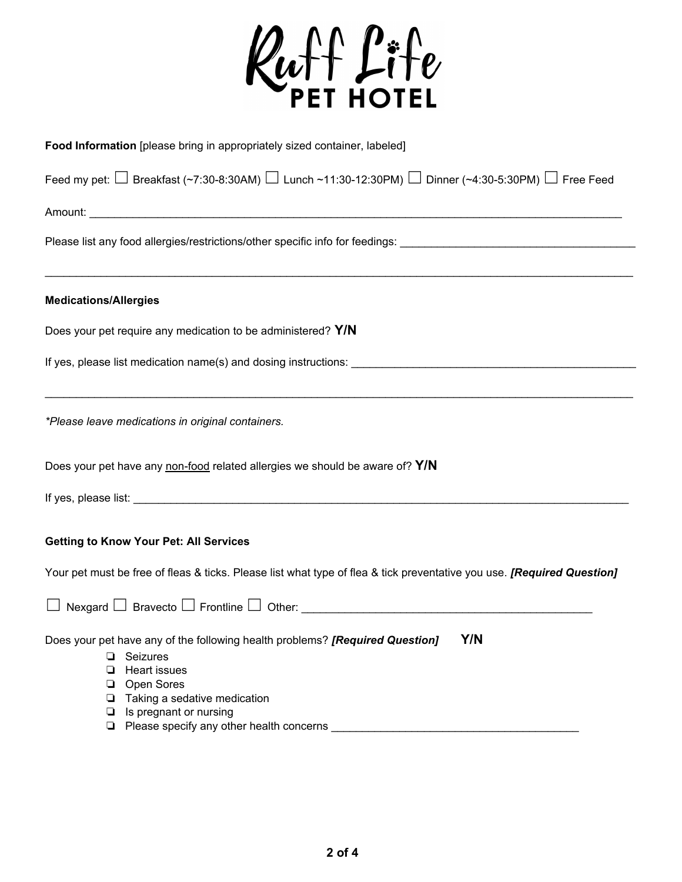# Ruff Life PET HOTEL

**Food Information** [please bring in appropriately sized container, labeled]

Feed my pet: ☐ Breakfast (~7:30-8:30AM) ☐ Lunch ~11:30-12:30PM) ☐ Dinner (~4:30-5:30PM) ☐ Free Feed

Amount: ______________________________________________________________________________

Please list any food allergies/restrictions/other specific info for feedings: ________________________________

______________________________________________________________________________

**Medications/Allergies**

Does your pet require any medication to be administered? **Y/N**

If yes, please list medication name(s) and dosing instructions: ________________________________________

______________________________________________________________________________

*\*Please leave medications in original containers.*

Does your pet have any <u>non-food</u> related allergies we should be aware of? **Y/N**

If yes, please list: __________________________________________________________________________

**Getting to Know Your Pet: All Services**

Your pet must be free of fleas & ticks. Please list what type of flea & tick preventative you use. ***[Required Question]***

☐ Nexgard ☐ Bravecto ☐ Frontline ☐ Other: ________________________________________

Does your pet have any of the following health problems? ***[Required Question]*** **Y/N**

- ❏ Seizures
- ❏ Heart issues
- ❏ Open Sores
- ❏ Taking a sedative medication
- ❏ Is pregnant or nursing
- ❏ Please specify any other health concerns ________________________________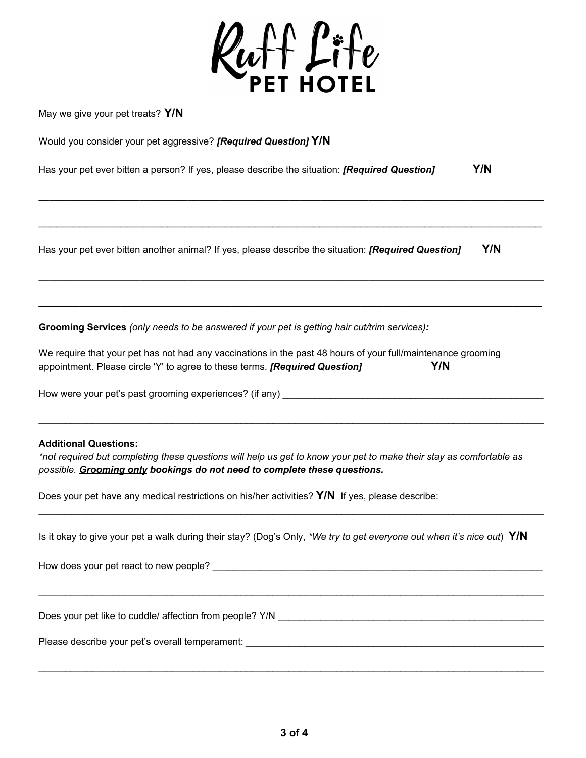# Ruff Life PET HOTEL

May we give your pet treats? **Y/N**

Would you consider your pet aggressive? ***[Required Question]*** **Y/N**

Has your pet ever bitten a person? If yes, please describe the situation: ***[Required Question]*** **Y/N**

___________________________________________________________________________

___________________________________________________________________________

Has your pet ever bitten another animal? If yes, please describe the situation: ***[Required Question]*** **Y/N**

___________________________________________________________________________

___________________________________________________________________________

**Grooming Services** *(only needs to be answered if your pet is getting hair cut/trim services)****:***

We require that your pet has not had any vaccinations in the past 48 hours of your full/maintenance grooming appointment. Please circle 'Y' to agree to these terms. ***[Required Question]*** **Y/N**

How were your pet's past grooming experiences? (if any) ______________________________________

___________________________________________________________________________

**Additional Questions:**

*\*not required but completing these questions will help us get to know your pet to make their stay as comfortable as possible.* ***Grooming only bookings do not need to complete these questions.***

Does your pet have any medical restrictions on his/her activities? **Y/N** If yes, please describe:

___________________________________________________________________________

Is it okay to give your pet a walk during their stay? (Dog's Only, *\*We try to get everyone out when it's nice out*) **Y/N**

How does your pet react to new people? ______________________________________________

___________________________________________________________________________

Does your pet like to cuddle/ affection from people? Y/N ______________________________________

Please describe your pet's overall temperament: _________________________________________

___________________________________________________________________________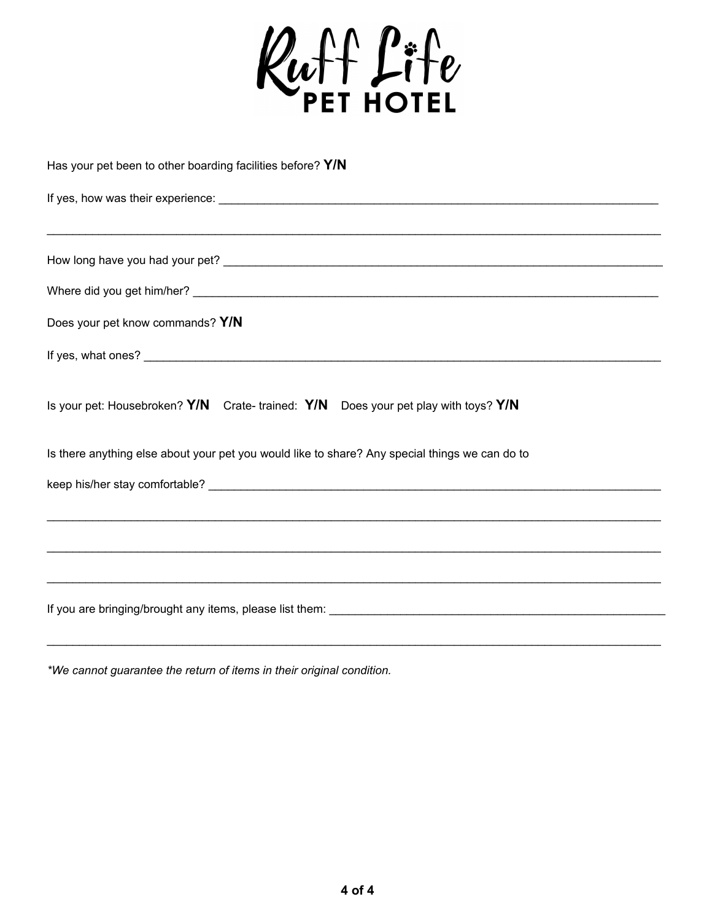# Ruff Life PET HOTEL

Has your pet been to other boarding facilities before? **Y/N**

If yes, how was their experience: ______________________________________________________________________

________________________________________________________________________________________________

How long have you had your pet? _______________________________________________________________________

Where did you get him/her? __________________________________________________________________________

Does your pet know commands? **Y/N**

If yes, what ones? ____________________________________________________________________________________

Is your pet: Housebroken? **Y/N**    Crate- trained: **Y/N**    Does your pet play with toys? **Y/N**

Is there anything else about your pet you would like to share? Any special things we can do to

keep his/her stay comfortable? __________________________________________________________________________

________________________________________________________________________________________________

________________________________________________________________________________________________

________________________________________________________________________________________________

If you are bringing/brought any items, please list them: ______________________________________________________

________________________________________________________________________________________________

*\*We cannot guarantee the return of items in their original condition.*